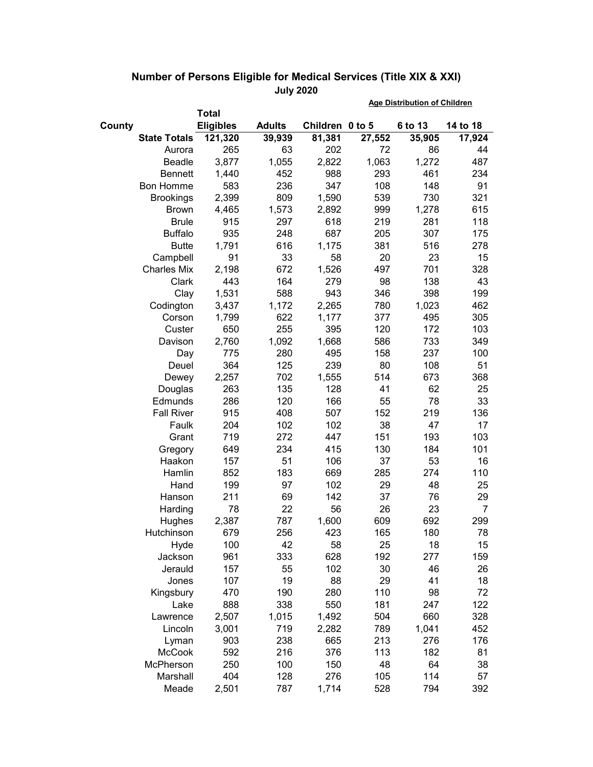## Number of Persons Eligible for Medical Services (Title XIX & XXI)

**July 2020**

| County | Total Eligibles | Adults | Children | Age Distribution of Children: 0 to 5 | 6 to 13 | 14 to 18 |
|---|---|---|---|---|---|---|
| **State Totals** | **121,320** | **39,939** | **81,381** | **27,552** | **35,905** | **17,924** |
| Aurora | 265 | 63 | 202 | 72 | 86 | 44 |
| Beadle | 3,877 | 1,055 | 2,822 | 1,063 | 1,272 | 487 |
| Bennett | 1,440 | 452 | 988 | 293 | 461 | 234 |
| Bon Homme | 583 | 236 | 347 | 108 | 148 | 91 |
| Brookings | 2,399 | 809 | 1,590 | 539 | 730 | 321 |
| Brown | 4,465 | 1,573 | 2,892 | 999 | 1,278 | 615 |
| Brule | 915 | 297 | 618 | 219 | 281 | 118 |
| Buffalo | 935 | 248 | 687 | 205 | 307 | 175 |
| Butte | 1,791 | 616 | 1,175 | 381 | 516 | 278 |
| Campbell | 91 | 33 | 58 | 20 | 23 | 15 |
| Charles Mix | 2,198 | 672 | 1,526 | 497 | 701 | 328 |
| Clark | 443 | 164 | 279 | 98 | 138 | 43 |
| Clay | 1,531 | 588 | 943 | 346 | 398 | 199 |
| Codington | 3,437 | 1,172 | 2,265 | 780 | 1,023 | 462 |
| Corson | 1,799 | 622 | 1,177 | 377 | 495 | 305 |
| Custer | 650 | 255 | 395 | 120 | 172 | 103 |
| Davison | 2,760 | 1,092 | 1,668 | 586 | 733 | 349 |
| Day | 775 | 280 | 495 | 158 | 237 | 100 |
| Deuel | 364 | 125 | 239 | 80 | 108 | 51 |
| Dewey | 2,257 | 702 | 1,555 | 514 | 673 | 368 |
| Douglas | 263 | 135 | 128 | 41 | 62 | 25 |
| Edmunds | 286 | 120 | 166 | 55 | 78 | 33 |
| Fall River | 915 | 408 | 507 | 152 | 219 | 136 |
| Faulk | 204 | 102 | 102 | 38 | 47 | 17 |
| Grant | 719 | 272 | 447 | 151 | 193 | 103 |
| Gregory | 649 | 234 | 415 | 130 | 184 | 101 |
| Haakon | 157 | 51 | 106 | 37 | 53 | 16 |
| Hamlin | 852 | 183 | 669 | 285 | 274 | 110 |
| Hand | 199 | 97 | 102 | 29 | 48 | 25 |
| Hanson | 211 | 69 | 142 | 37 | 76 | 29 |
| Harding | 78 | 22 | 56 | 26 | 23 | 7 |
| Hughes | 2,387 | 787 | 1,600 | 609 | 692 | 299 |
| Hutchinson | 679 | 256 | 423 | 165 | 180 | 78 |
| Hyde | 100 | 42 | 58 | 25 | 18 | 15 |
| Jackson | 961 | 333 | 628 | 192 | 277 | 159 |
| Jerauld | 157 | 55 | 102 | 30 | 46 | 26 |
| Jones | 107 | 19 | 88 | 29 | 41 | 18 |
| Kingsbury | 470 | 190 | 280 | 110 | 98 | 72 |
| Lake | 888 | 338 | 550 | 181 | 247 | 122 |
| Lawrence | 2,507 | 1,015 | 1,492 | 504 | 660 | 328 |
| Lincoln | 3,001 | 719 | 2,282 | 789 | 1,041 | 452 |
| Lyman | 903 | 238 | 665 | 213 | 276 | 176 |
| McCook | 592 | 216 | 376 | 113 | 182 | 81 |
| McPherson | 250 | 100 | 150 | 48 | 64 | 38 |
| Marshall | 404 | 128 | 276 | 105 | 114 | 57 |
| Meade | 2,501 | 787 | 1,714 | 528 | 794 | 392 |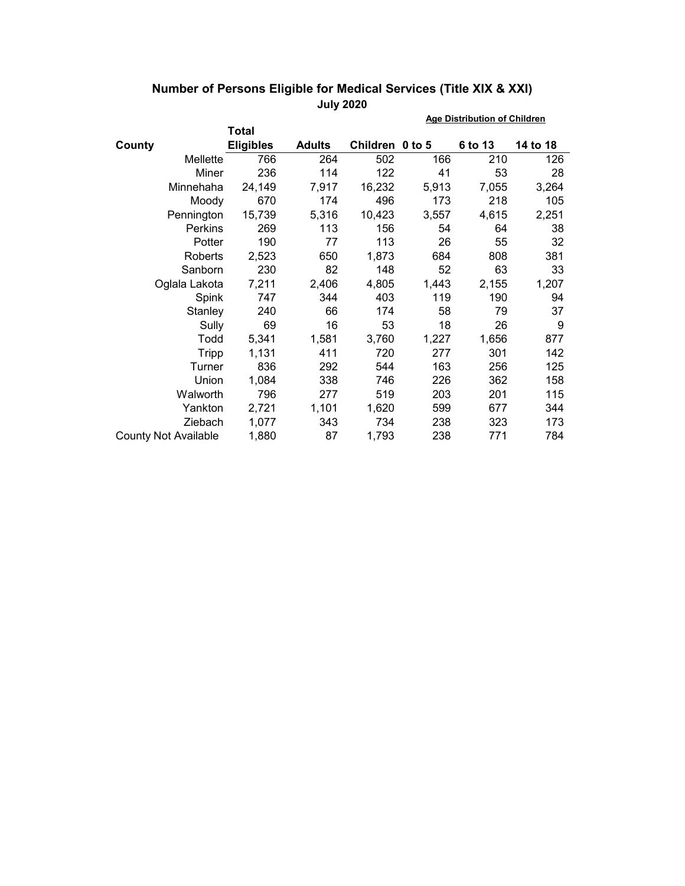**Number of Persons Eligible for Medical Services (Title XIX & XXI)**
**July 2020**

| County | Total Eligibles | Adults | Children | Age Distribution of Children: 0 to 5 | 6 to 13 | 14 to 18 |
|---|---|---|---|---|---|---|
| Mellette | 766 | 264 | 502 | 166 | 210 | 126 |
| Miner | 236 | 114 | 122 | 41 | 53 | 28 |
| Minnehaha | 24,149 | 7,917 | 16,232 | 5,913 | 7,055 | 3,264 |
| Moody | 670 | 174 | 496 | 173 | 218 | 105 |
| Pennington | 15,739 | 5,316 | 10,423 | 3,557 | 4,615 | 2,251 |
| Perkins | 269 | 113 | 156 | 54 | 64 | 38 |
| Potter | 190 | 77 | 113 | 26 | 55 | 32 |
| Roberts | 2,523 | 650 | 1,873 | 684 | 808 | 381 |
| Sanborn | 230 | 82 | 148 | 52 | 63 | 33 |
| Oglala Lakota | 7,211 | 2,406 | 4,805 | 1,443 | 2,155 | 1,207 |
| Spink | 747 | 344 | 403 | 119 | 190 | 94 |
| Stanley | 240 | 66 | 174 | 58 | 79 | 37 |
| Sully | 69 | 16 | 53 | 18 | 26 | 9 |
| Todd | 5,341 | 1,581 | 3,760 | 1,227 | 1,656 | 877 |
| Tripp | 1,131 | 411 | 720 | 277 | 301 | 142 |
| Turner | 836 | 292 | 544 | 163 | 256 | 125 |
| Union | 1,084 | 338 | 746 | 226 | 362 | 158 |
| Walworth | 796 | 277 | 519 | 203 | 201 | 115 |
| Yankton | 2,721 | 1,101 | 1,620 | 599 | 677 | 344 |
| Ziebach | 1,077 | 343 | 734 | 238 | 323 | 173 |
| County Not Available | 1,880 | 87 | 1,793 | 238 | 771 | 784 |